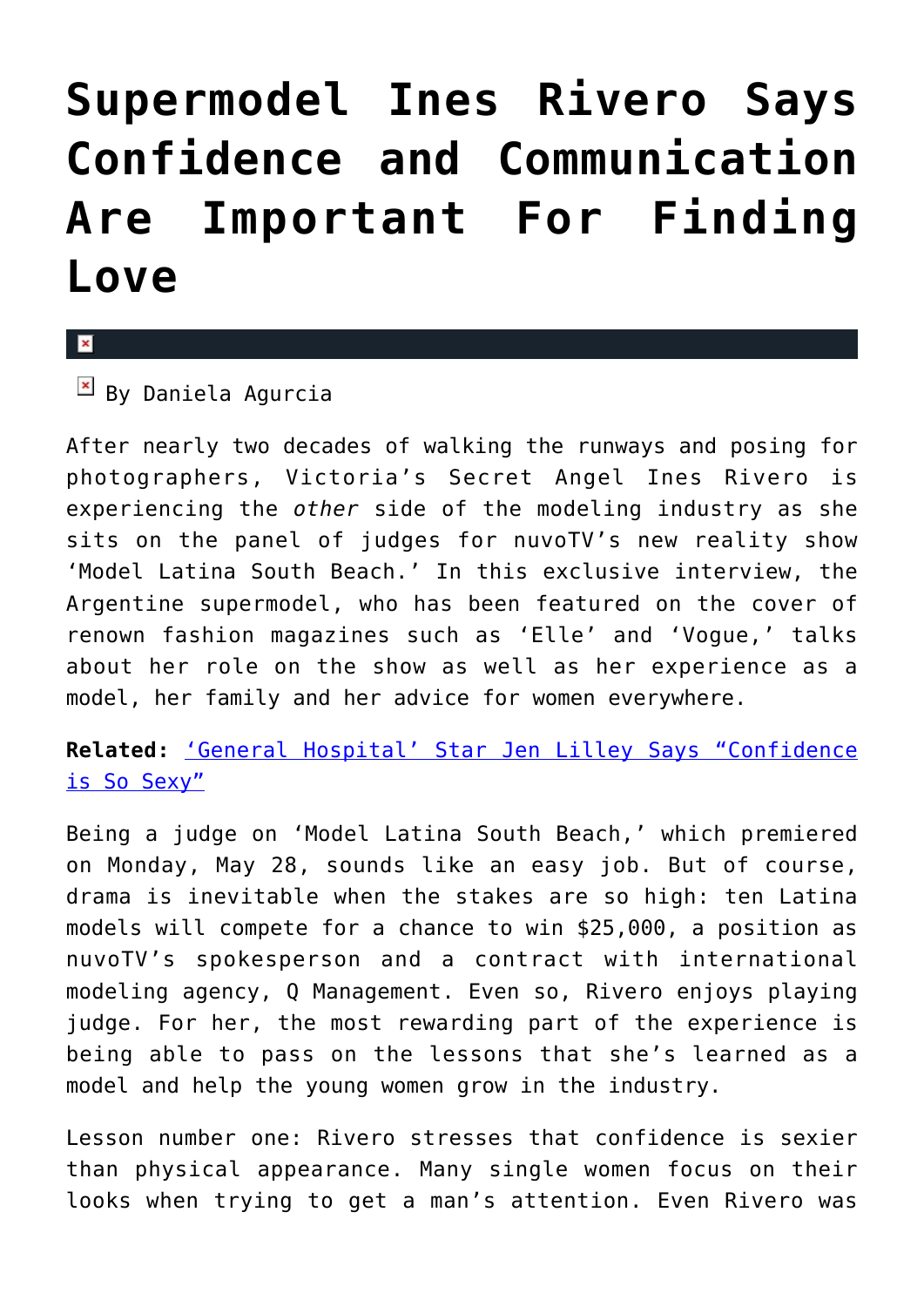# Supermodel Ines Rivero Says Confidence and Communication Are Important For Finding Love

By Daniela Agurcia

After nearly two decades of walking the runways and posing for photographers, Victoria's Secret Angel Ines Rivero is experiencing the *other* side of the modeling industry as she sits on the panel of judges for nuvoTV's new reality show 'Model Latina South Beach.' In this exclusive interview, the Argentine supermodel, who has been featured on the cover of renown fashion magazines such as 'Elle' and 'Vogue,' talks about her role on the show as well as her experience as a model, her family and her advice for women everywhere.

**Related:** 'General Hospital' Star Jen Lilley Says "Confidence is So Sexy"

Being a judge on 'Model Latina South Beach,' which premiered on Monday, May 28, sounds like an easy job. But of course, drama is inevitable when the stakes are so high: ten Latina models will compete for a chance to win $25,000, a position as nuvoTV's spokesperson and a contract with international modeling agency, Q Management. Even so, Rivero enjoys playing judge. For her, the most rewarding part of the experience is being able to pass on the lessons that she's learned as a model and help the young women grow in the industry.

Lesson number one: Rivero stresses that confidence is sexier than physical appearance. Many single women focus on their looks when trying to get a man's attention. Even Rivero was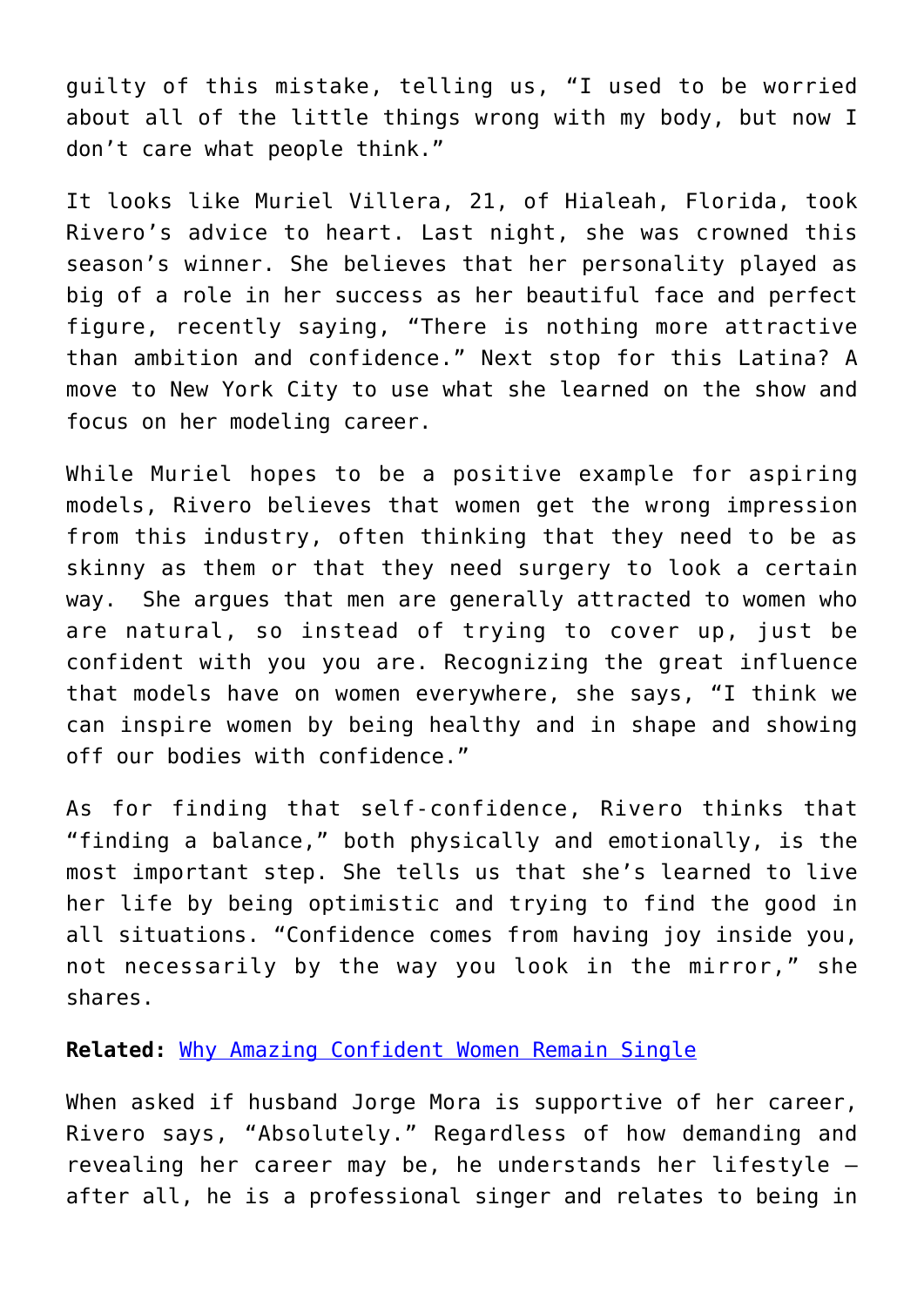guilty of this mistake, telling us, "I used to be worried about all of the little things wrong with my body, but now I don't care what people think."

It looks like Muriel Villera, 21, of Hialeah, Florida, took Rivero's advice to heart. Last night, she was crowned this season's winner. She believes that her personality played as big of a role in her success as her beautiful face and perfect figure, recently saying, "There is nothing more attractive than ambition and confidence." Next stop for this Latina? A move to New York City to use what she learned on the show and focus on her modeling career.

While Muriel hopes to be a positive example for aspiring models, Rivero believes that women get the wrong impression from this industry, often thinking that they need to be as skinny as them or that they need surgery to look a certain way. She argues that men are generally attracted to women who are natural, so instead of trying to cover up, just be confident with you you are. Recognizing the great influence that models have on women everywhere, she says, "I think we can inspire women by being healthy and in shape and showing off our bodies with confidence."

As for finding that self-confidence, Rivero thinks that "finding a balance," both physically and emotionally, is the most important step. She tells us that she's learned to live her life by being optimistic and trying to find the good in all situations. "Confidence comes from having joy inside you, not necessarily by the way you look in the mirror," she shares.

**Related:** [Why Amazing Confident Women Remain Single]()

When asked if husband Jorge Mora is supportive of her career, Rivero says, "Absolutely." Regardless of how demanding and revealing her career may be, he understands her lifestyle — after all, he is a professional singer and relates to being in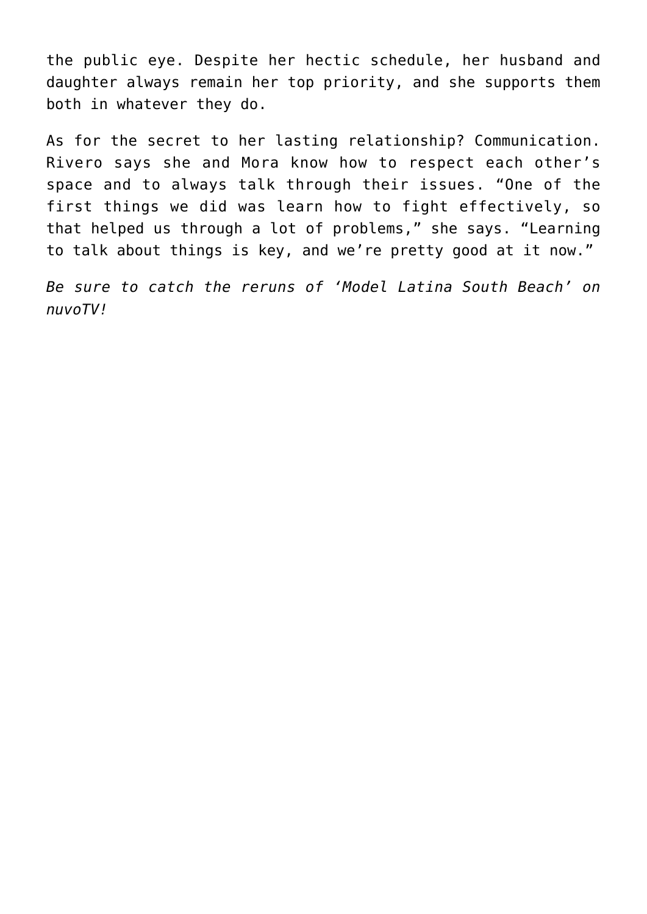the public eye. Despite her hectic schedule, her husband and daughter always remain her top priority, and she supports them both in whatever they do.

As for the secret to her lasting relationship? Communication. Rivero says she and Mora know how to respect each other's space and to always talk through their issues. "One of the first things we did was learn how to fight effectively, so that helped us through a lot of problems," she says. "Learning to talk about things is key, and we're pretty good at it now."

*Be sure to catch the reruns of 'Model Latina South Beach' on nuvoTV!*